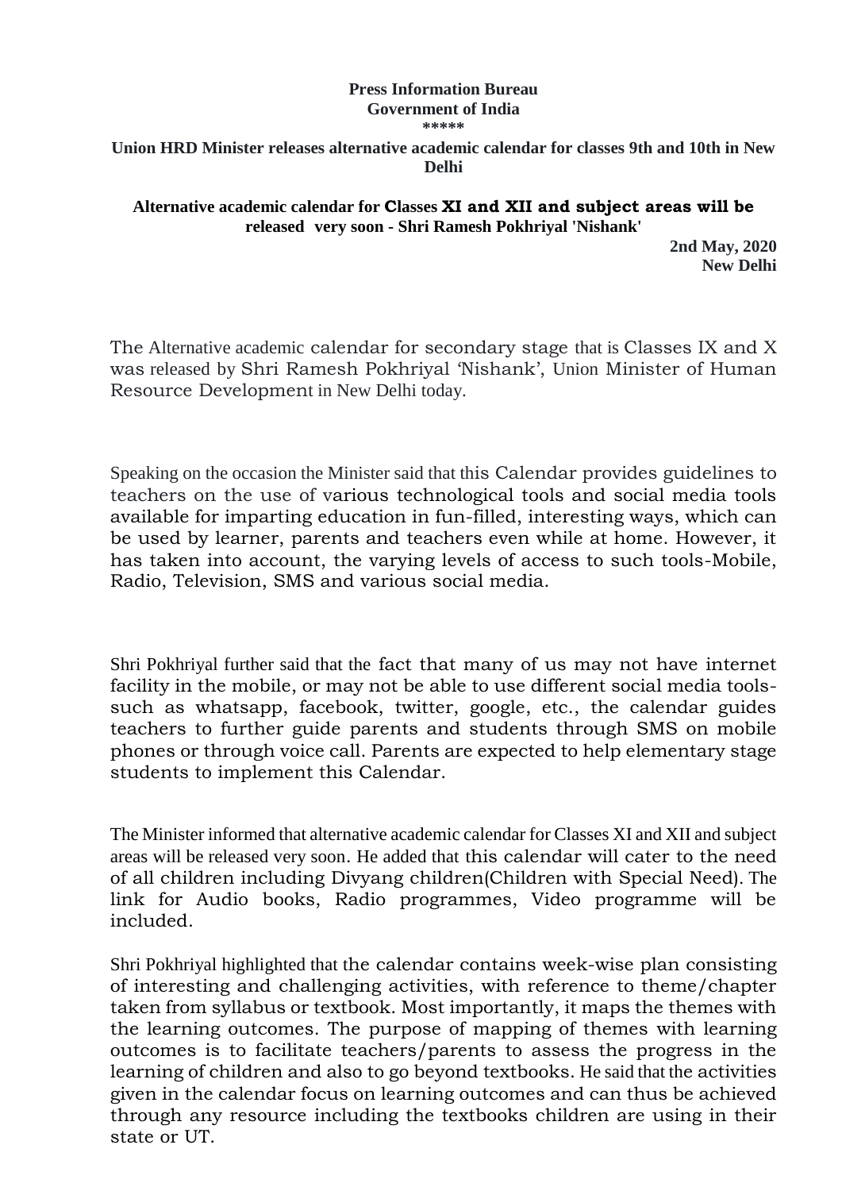**Press Information Bureau**
**Government of India**
**\*\*\*\*\***

## Union HRD Minister releases alternative academic calendar for classes 9th and 10th in New Delhi

### Alternative academic calendar for Classes XI and XII and subject areas will be released very soon - Shri Ramesh Pokhriyal 'Nishank'

**2nd May, 2020**
**New Delhi**

The Alternative academic calendar for secondary stage that is Classes IX and X was released by Shri Ramesh Pokhriyal 'Nishank', Union Minister of Human Resource Development in New Delhi today.

Speaking on the occasion the Minister said that this Calendar provides guidelines to teachers on the use of various technological tools and social media tools available for imparting education in fun-filled, interesting ways, which can be used by learner, parents and teachers even while at home. However, it has taken into account, the varying levels of access to such tools-Mobile, Radio, Television, SMS and various social media.

Shri Pokhriyal further said that the fact that many of us may not have internet facility in the mobile, or may not be able to use different social media tools-such as whatsapp, facebook, twitter, google, etc., the calendar guides teachers to further guide parents and students through SMS on mobile phones or through voice call. Parents are expected to help elementary stage students to implement this Calendar.

The Minister informed that alternative academic calendar for Classes XI and XII and subject areas will be released very soon. He added that this calendar will cater to the need of all children including Divyang children(Children with Special Need). The link for Audio books, Radio programmes, Video programme will be included.

Shri Pokhriyal highlighted that the calendar contains week-wise plan consisting of interesting and challenging activities, with reference to theme/chapter taken from syllabus or textbook. Most importantly, it maps the themes with the learning outcomes. The purpose of mapping of themes with learning outcomes is to facilitate teachers/parents to assess the progress in the learning of children and also to go beyond textbooks. He said that the activities given in the calendar focus on learning outcomes and can thus be achieved through any resource including the textbooks children are using in their state or UT.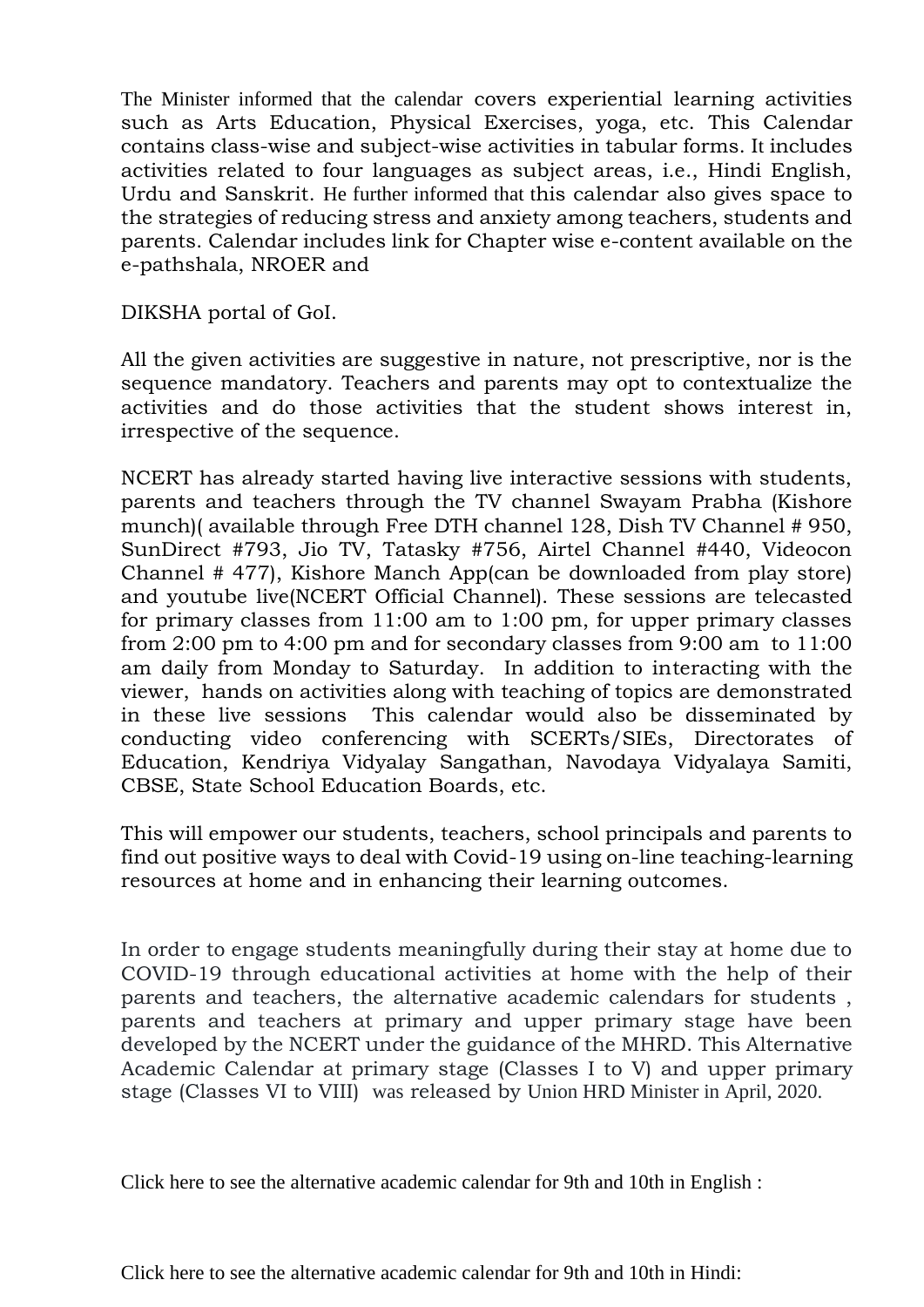The Minister informed that the calendar covers experiential learning activities such as Arts Education, Physical Exercises, yoga, etc. This Calendar contains class-wise and subject-wise activities in tabular forms. It includes activities related to four languages as subject areas, i.e., Hindi English, Urdu and Sanskrit. He further informed that this calendar also gives space to the strategies of reducing stress and anxiety among teachers, students and parents. Calendar includes link for Chapter wise e-content available on the e-pathshala, NROER and

DIKSHA portal of GoI.

All the given activities are suggestive in nature, not prescriptive, nor is the sequence mandatory. Teachers and parents may opt to contextualize the activities and do those activities that the student shows interest in, irrespective of the sequence.

NCERT has already started having live interactive sessions with students, parents and teachers through the TV channel Swayam Prabha (Kishore munch)( available through Free DTH channel 128, Dish TV Channel # 950, SunDirect #793, Jio TV, Tatasky #756, Airtel Channel #440, Videocon Channel # 477), Kishore Manch App(can be downloaded from play store) and youtube live(NCERT Official Channel). These sessions are telecasted for primary classes from 11:00 am to 1:00 pm, for upper primary classes from 2:00 pm to 4:00 pm and for secondary classes from 9:00 am to 11:00 am daily from Monday to Saturday. In addition to interacting with the viewer, hands on activities along with teaching of topics are demonstrated in these live sessions This calendar would also be disseminated by conducting video conferencing with SCERTs/SIEs, Directorates of Education, Kendriya Vidyalay Sangathan, Navodaya Vidyalaya Samiti, CBSE, State School Education Boards, etc.

This will empower our students, teachers, school principals and parents to find out positive ways to deal with Covid-19 using on-line teaching-learning resources at home and in enhancing their learning outcomes.

In order to engage students meaningfully during their stay at home due to COVID-19 through educational activities at home with the help of their parents and teachers, the alternative academic calendars for students , parents and teachers at primary and upper primary stage have been developed by the NCERT under the guidance of the MHRD. This Alternative Academic Calendar at primary stage (Classes I to V) and upper primary stage (Classes VI to VIII) was released by Union HRD Minister in April, 2020.

Click here to see the alternative academic calendar for 9th and 10th in English :

Click here to see the alternative academic calendar for 9th and 10th in Hindi: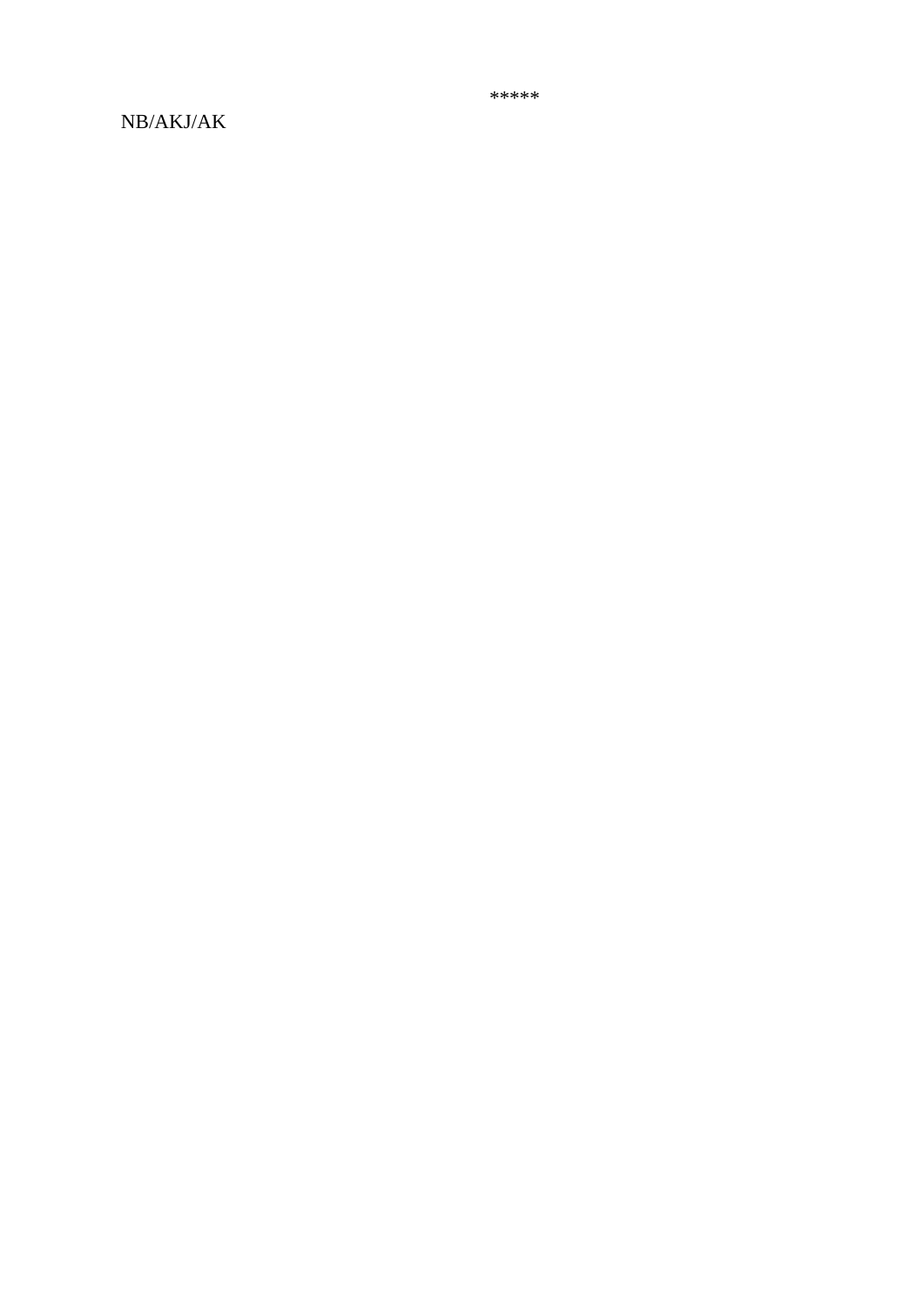*****

NB/AKJ/AK